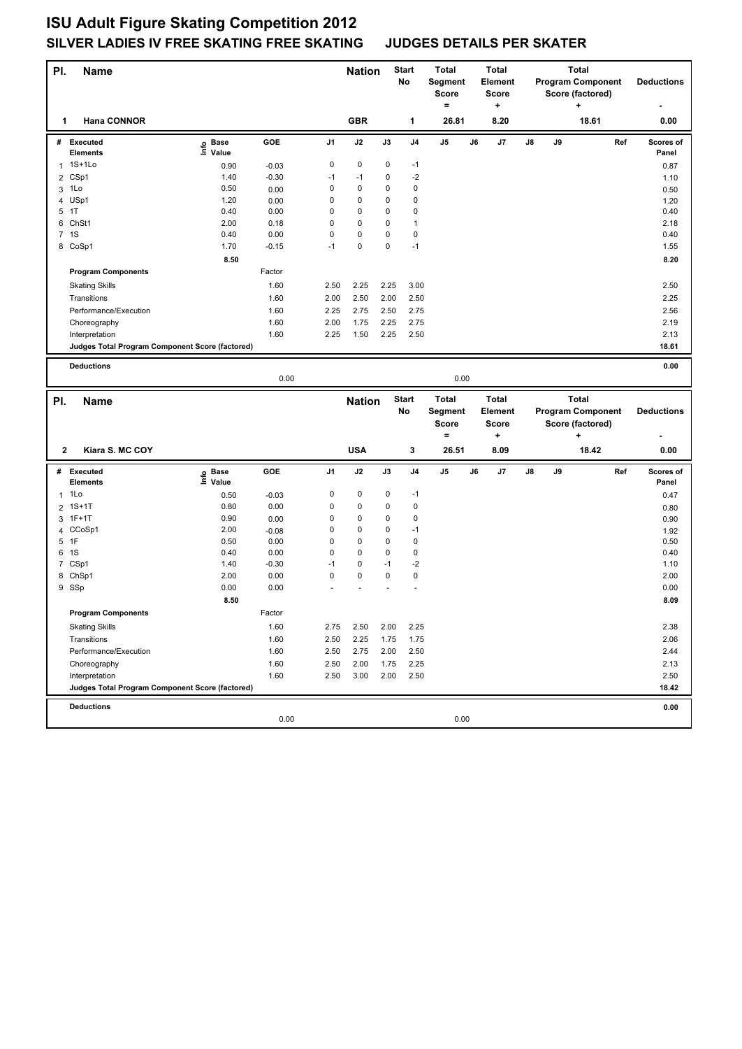# ISU Adult Figure Skating Competition 2012

## SILVER LADIES IV FREE SKATING FREE SKATING JUDGES DETAILS PER SKATER

| Pl. | Name | Nation | Start No | Total Segment Score = | Total Element Score + | Total Program Component Score (factored) + | Deductions - |
|---|---|---|---|---|---|---|---|
| 1 | Hana CONNOR | GBR | 1 | 26.81 | 8.20 | 18.61 | 0.00 |

| # | Executed Elements | Info | Base Value | GOE | J1 | J2 | J3 | J4 | J5 | J6 | J7 | J8 | J9 | Ref | Scores of Panel |
|---|---|---|---|---|---|---|---|---|---|---|---|---|---|---|---|
| 1 | 1S+1Lo | | 0.90 | -0.03 | 0 | 0 | 0 | -1 | | | | | | | 0.87 |
| 2 | CSp1 | | 1.40 | -0.30 | -1 | -1 | 0 | -2 | | | | | | | 1.10 |
| 3 | 1Lo | | 0.50 | 0.00 | 0 | 0 | 0 | 0 | | | | | | | 0.50 |
| 4 | USp1 | | 1.20 | 0.00 | 0 | 0 | 0 | 0 | | | | | | | 1.20 |
| 5 | 1T | | 0.40 | 0.00 | 0 | 0 | 0 | 0 | | | | | | | 0.40 |
| 6 | ChSt1 | | 2.00 | 0.18 | 0 | 0 | 0 | 1 | | | | | | | 2.18 |
| 7 | 1S | | 0.40 | 0.00 | 0 | 0 | 0 | 0 | | | | | | | 0.40 |
| 8 | CoSp1 | | 1.70 | -0.15 | -1 | 0 | 0 | -1 | | | | | | | 1.55 |
| | | | 8.50 | | | | | | | | | | | | 8.20 |
| | **Program Components** | | | Factor | | | | | | | | | | | |
| | Skating Skills | | | 1.60 | 2.50 | 2.25 | 2.25 | 3.00 | | | | | | | 2.50 |
| | Transitions | | | 1.60 | 2.00 | 2.50 | 2.00 | 2.50 | | | | | | | 2.25 |
| | Performance/Execution | | | 1.60 | 2.25 | 2.75 | 2.50 | 2.75 | | | | | | | 2.56 |
| | Choreography | | | 1.60 | 2.00 | 1.75 | 2.25 | 2.75 | | | | | | | 2.19 |
| | Interpretation | | | 1.60 | 2.25 | 1.50 | 2.25 | 2.50 | | | | | | | 2.13 |
| | **Judges Total Program Component Score (factored)** | | | | | | | | | | | | | | 18.61 |
| | **Deductions** | | | | | | | | | | | | | | 0.00 |
| | | | | 0.00 | | | | | 0.00 | | | | | | |

| Pl. | Name | Nation | Start No | Total Segment Score = | Total Element Score + | Total Program Component Score (factored) + | Deductions - |
|---|---|---|---|---|---|---|---|
| 2 | Kiara S. MC COY | USA | 3 | 26.51 | 8.09 | 18.42 | 0.00 |

| # | Executed Elements | Info | Base Value | GOE | J1 | J2 | J3 | J4 | J5 | J6 | J7 | J8 | J9 | Ref | Scores of Panel |
|---|---|---|---|---|---|---|---|---|---|---|---|---|---|---|---|
| 1 | 1Lo | | 0.50 | -0.03 | 0 | 0 | 0 | -1 | | | | | | | 0.47 |
| 2 | 1S+1T | | 0.80 | 0.00 | 0 | 0 | 0 | 0 | | | | | | | 0.80 |
| 3 | 1F+1T | | 0.90 | 0.00 | 0 | 0 | 0 | 0 | | | | | | | 0.90 |
| 4 | CCoSp1 | | 2.00 | -0.08 | 0 | 0 | 0 | -1 | | | | | | | 1.92 |
| 5 | 1F | | 0.50 | 0.00 | 0 | 0 | 0 | 0 | | | | | | | 0.50 |
| 6 | 1S | | 0.40 | 0.00 | 0 | 0 | 0 | 0 | | | | | | | 0.40 |
| 7 | CSp1 | | 1.40 | -0.30 | -1 | 0 | -1 | -2 | | | | | | | 1.10 |
| 8 | ChSp1 | | 2.00 | 0.00 | 0 | 0 | 0 | 0 | | | | | | | 2.00 |
| 9 | SSp | | 0.00 | 0.00 | - | - | - | - | | | | | | | 0.00 |
| | | | 8.50 | | | | | | | | | | | | 8.09 |
| | **Program Components** | | | Factor | | | | | | | | | | | |
| | Skating Skills | | | 1.60 | 2.75 | 2.50 | 2.00 | 2.25 | | | | | | | 2.38 |
| | Transitions | | | 1.60 | 2.50 | 2.25 | 1.75 | 1.75 | | | | | | | 2.06 |
| | Performance/Execution | | | 1.60 | 2.50 | 2.75 | 2.00 | 2.50 | | | | | | | 2.44 |
| | Choreography | | | 1.60 | 2.50 | 2.00 | 1.75 | 2.25 | | | | | | | 2.13 |
| | Interpretation | | | 1.60 | 2.50 | 3.00 | 2.00 | 2.50 | | | | | | | 2.50 |
| | **Judges Total Program Component Score (factored)** | | | | | | | | | | | | | | 18.42 |
| | **Deductions** | | | | | | | | | | | | | | 0.00 |
| | | | | 0.00 | | | | | 0.00 | | | | | | |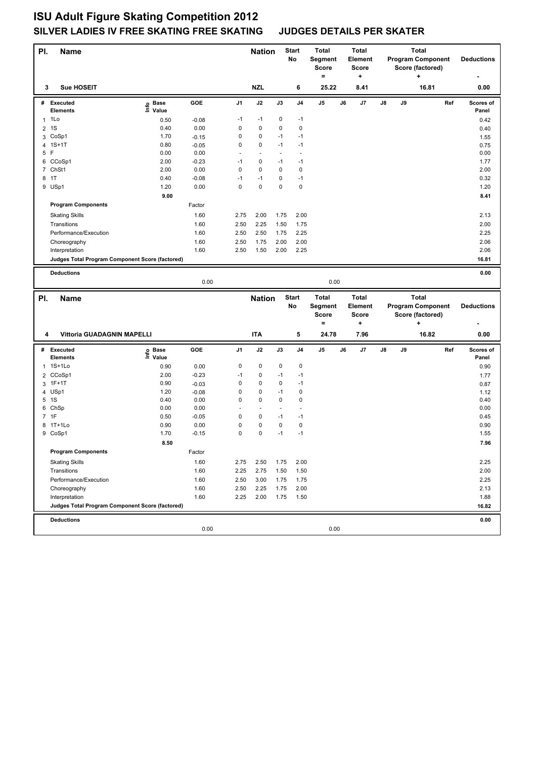# ISU Adult Figure Skating Competition 2012

## SILVER LADIES IV FREE SKATING FREE SKATING JUDGES DETAILS PER SKATER

| Pl. | Name | Nation | Start No | Total Segment Score = | Total Element Score + | Total Program Component Score (factored) + | Deductions - |
|---|---|---|---|---|---|---|---|
| 3 | Sue HOSEIT | NZL | 6 | 25.22 | 8.41 | 16.81 | 0.00 |

| # | Executed Elements | Info | Base Value | GOE | J1 | J2 | J3 | J4 | J5 | J6 | J7 | J8 | J9 | Ref | Scores of Panel |
|---|---|---|---|---|---|---|---|---|---|---|---|---|---|---|---|
| 1 | 1Lo | | 0.50 | -0.08 | -1 | -1 | 0 | -1 | | | | | | | 0.42 |
| 2 | 1S | | 0.40 | 0.00 | 0 | 0 | 0 | 0 | | | | | | | 0.40 |
| 3 | CoSp1 | | 1.70 | -0.15 | 0 | 0 | -1 | -1 | | | | | | | 1.55 |
| 4 | 1S+1T | | 0.80 | -0.05 | 0 | 0 | -1 | -1 | | | | | | | 0.75 |
| 5 | F | | 0.00 | 0.00 | - | - | - | - | | | | | | | 0.00 |
| 6 | CCoSp1 | | 2.00 | -0.23 | -1 | 0 | -1 | -1 | | | | | | | 1.77 |
| 7 | ChSt1 | | 2.00 | 0.00 | 0 | 0 | 0 | 0 | | | | | | | 2.00 |
| 8 | 1T | | 0.40 | -0.08 | -1 | -1 | 0 | -1 | | | | | | | 0.32 |
| 9 | USp1 | | 1.20 | 0.00 | 0 | 0 | 0 | 0 | | | | | | | 1.20 |
| | | | 9.00 | | | | | | | | | | | | 8.41 |
| | **Program Components** | | | Factor | | | | | | | | | | | |
| | Skating Skills | | | 1.60 | 2.75 | 2.00 | 1.75 | 2.00 | | | | | | | 2.13 |
| | Transitions | | | 1.60 | 2.50 | 2.25 | 1.50 | 1.75 | | | | | | | 2.00 |
| | Performance/Execution | | | 1.60 | 2.50 | 2.50 | 1.75 | 2.25 | | | | | | | 2.25 |
| | Choreography | | | 1.60 | 2.50 | 1.75 | 2.00 | 2.00 | | | | | | | 2.06 |
| | Interpretation | | | 1.60 | 2.50 | 1.50 | 2.00 | 2.25 | | | | | | | 2.06 |
| | **Judges Total Program Component Score (factored)** | | | | | | | | | | | | | | 16.81 |
| | **Deductions** | | | | | | | | | | | | | | 0.00 |
| | | | | 0.00 | | | | | 0.00 | | | | | | |

| Pl. | Name | Nation | Start No | Total Segment Score = | Total Element Score + | Total Program Component Score (factored) + | Deductions - |
|---|---|---|---|---|---|---|---|
| 4 | Vittoria GUADAGNIN MAPELLI | ITA | 5 | 24.78 | 7.96 | 16.82 | 0.00 |

| # | Executed Elements | Info | Base Value | GOE | J1 | J2 | J3 | J4 | J5 | J6 | J7 | J8 | J9 | Ref | Scores of Panel |
|---|---|---|---|---|---|---|---|---|---|---|---|---|---|---|---|
| 1 | 1S+1Lo | | 0.90 | 0.00 | 0 | 0 | 0 | 0 | | | | | | | 0.90 |
| 2 | CCoSp1 | | 2.00 | -0.23 | -1 | 0 | -1 | -1 | | | | | | | 1.77 |
| 3 | 1F+1T | | 0.90 | -0.03 | 0 | 0 | 0 | -1 | | | | | | | 0.87 |
| 4 | USp1 | | 1.20 | -0.08 | 0 | 0 | -1 | 0 | | | | | | | 1.12 |
| 5 | 1S | | 0.40 | 0.00 | 0 | 0 | 0 | 0 | | | | | | | 0.40 |
| 6 | ChSp | | 0.00 | 0.00 | - | - | - | - | | | | | | | 0.00 |
| 7 | 1F | | 0.50 | -0.05 | 0 | 0 | -1 | -1 | | | | | | | 0.45 |
| 8 | 1T+1Lo | | 0.90 | 0.00 | 0 | 0 | 0 | 0 | | | | | | | 0.90 |
| 9 | CoSp1 | | 1.70 | -0.15 | 0 | 0 | -1 | -1 | | | | | | | 1.55 |
| | | | 8.50 | | | | | | | | | | | | 7.96 |
| | **Program Components** | | | Factor | | | | | | | | | | | |
| | Skating Skills | | | 1.60 | 2.75 | 2.50 | 1.75 | 2.00 | | | | | | | 2.25 |
| | Transitions | | | 1.60 | 2.25 | 2.75 | 1.50 | 1.50 | | | | | | | 2.00 |
| | Performance/Execution | | | 1.60 | 2.50 | 3.00 | 1.75 | 1.75 | | | | | | | 2.25 |
| | Choreography | | | 1.60 | 2.50 | 2.25 | 1.75 | 2.00 | | | | | | | 2.13 |
| | Interpretation | | | 1.60 | 2.25 | 2.00 | 1.75 | 1.50 | | | | | | | 1.88 |
| | **Judges Total Program Component Score (factored)** | | | | | | | | | | | | | | 16.82 |
| | **Deductions** | | | | | | | | | | | | | | 0.00 |
| | | | | 0.00 | | | | | 0.00 | | | | | | |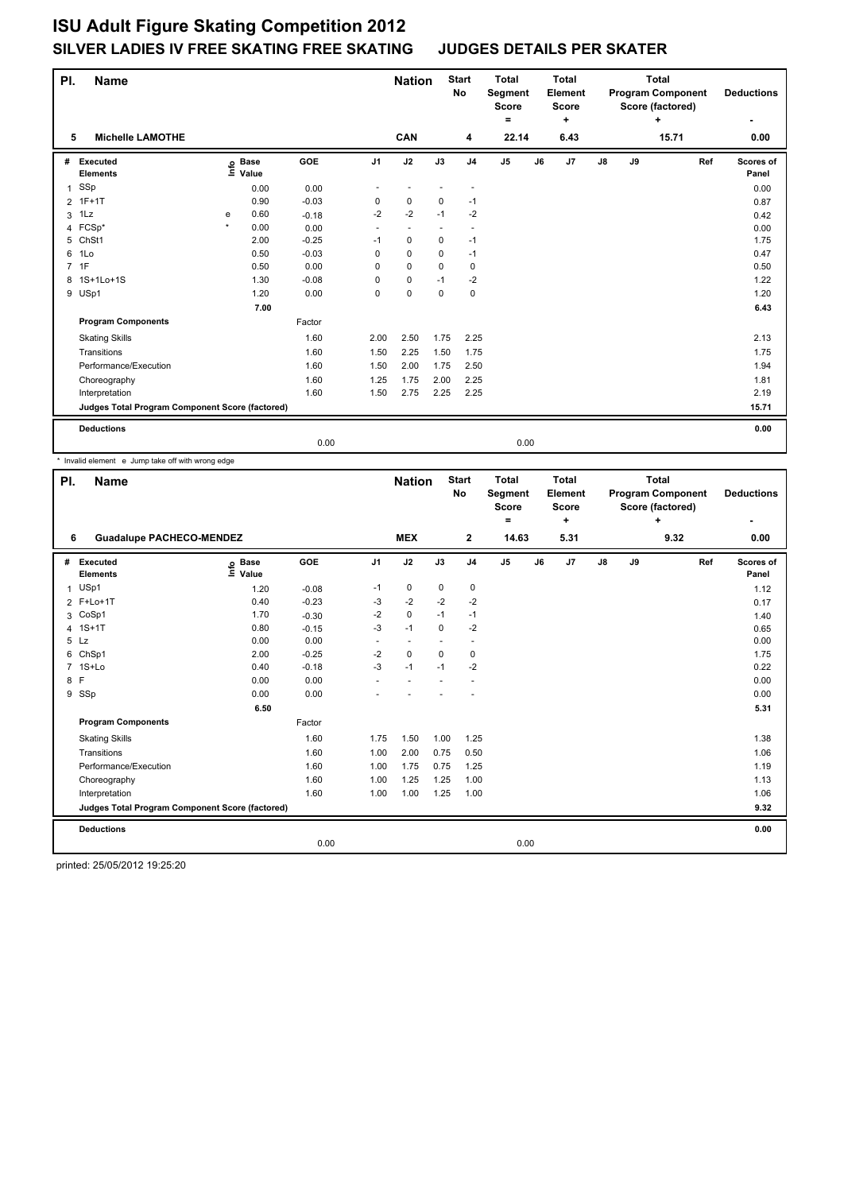# ISU Adult Figure Skating Competition 2012

## SILVER LADIES IV FREE SKATING FREE SKATING JUDGES DETAILS PER SKATER

| Pl. | Name | Nation | Start No | Total Segment Score = | Total Element Score + | Total Program Component Score (factored) + | Deductions - |
|---|---|---|---|---|---|---|---|
| 5 | Michelle LAMOTHE | CAN | 4 | 22.14 | 6.43 | 15.71 | 0.00 |

| # | Executed Elements | Info | Base Value | GOE | J1 | J2 | J3 | J4 | J5 | J6 | J7 | J8 | J9 | Ref | Scores of Panel |
|---|---|---|---|---|---|---|---|---|---|---|---|---|---|---|---|
| 1 | SSp | | 0.00 | 0.00 | - | - | - | - | | | | | | | 0.00 |
| 2 | 1F+1T | | 0.90 | -0.03 | 0 | 0 | 0 | -1 | | | | | | | 0.87 |
| 3 | 1Lz | e | 0.60 | -0.18 | -2 | -2 | -1 | -2 | | | | | | | 0.42 |
| 4 | FCSp* | * | 0.00 | 0.00 | - | - | - | - | | | | | | | 0.00 |
| 5 | ChSt1 | | 2.00 | -0.25 | -1 | 0 | 0 | -1 | | | | | | | 1.75 |
| 6 | 1Lo | | 0.50 | -0.03 | 0 | 0 | 0 | -1 | | | | | | | 0.47 |
| 7 | 1F | | 0.50 | 0.00 | 0 | 0 | 0 | 0 | | | | | | | 0.50 |
| 8 | 1S+1Lo+1S | | 1.30 | -0.08 | 0 | 0 | -1 | -2 | | | | | | | 1.22 |
| 9 | USp1 | | 1.20 | 0.00 | 0 | 0 | 0 | 0 | | | | | | | 1.20 |
| | | | 7.00 | | | | | | | | | | | | 6.43 |
| | **Program Components** | | | Factor | | | | | | | | | | | |
| | Skating Skills | | | 1.60 | 2.00 | 2.50 | 1.75 | 2.25 | | | | | | | 2.13 |
| | Transitions | | | 1.60 | 1.50 | 2.25 | 1.50 | 1.75 | | | | | | | 1.75 |
| | Performance/Execution | | | 1.60 | 1.50 | 2.00 | 1.75 | 2.50 | | | | | | | 1.94 |
| | Choreography | | | 1.60 | 1.25 | 1.75 | 2.00 | 2.25 | | | | | | | 1.81 |
| | Interpretation | | | 1.60 | 1.50 | 2.75 | 2.25 | 2.25 | | | | | | | 2.19 |
| | **Judges Total Program Component Score (factored)** | | | | | | | | | | | | | | 15.71 |
| | **Deductions** | | | 0.00 | | | | | 0.00 | | | | | | 0.00 |

\* Invalid element e Jump take off with wrong edge

| Pl. | Name | Nation | Start No | Total Segment Score = | Total Element Score + | Total Program Component Score (factored) + | Deductions - |
|---|---|---|---|---|---|---|---|
| 6 | Guadalupe PACHECO-MENDEZ | MEX | 2 | 14.63 | 5.31 | 9.32 | 0.00 |

| # | Executed Elements | Info | Base Value | GOE | J1 | J2 | J3 | J4 | J5 | J6 | J7 | J8 | J9 | Ref | Scores of Panel |
|---|---|---|---|---|---|---|---|---|---|---|---|---|---|---|---|
| 1 | USp1 | | 1.20 | -0.08 | -1 | 0 | 0 | 0 | | | | | | | 1.12 |
| 2 | F+Lo+1T | | 0.40 | -0.23 | -3 | -2 | -2 | -2 | | | | | | | 0.17 |
| 3 | CoSp1 | | 1.70 | -0.30 | -2 | 0 | -1 | -1 | | | | | | | 1.40 |
| 4 | 1S+1T | | 0.80 | -0.15 | -3 | -1 | 0 | -2 | | | | | | | 0.65 |
| 5 | Lz | | 0.00 | 0.00 | - | - | - | - | | | | | | | 0.00 |
| 6 | ChSp1 | | 2.00 | -0.25 | -2 | 0 | 0 | 0 | | | | | | | 1.75 |
| 7 | 1S+Lo | | 0.40 | -0.18 | -3 | -1 | -1 | -2 | | | | | | | 0.22 |
| 8 | F | | 0.00 | 0.00 | - | - | - | - | | | | | | | 0.00 |
| 9 | SSp | | 0.00 | 0.00 | - | - | - | - | | | | | | | 0.00 |
| | | | 6.50 | | | | | | | | | | | | 5.31 |
| | **Program Components** | | | Factor | | | | | | | | | | | |
| | Skating Skills | | | 1.60 | 1.75 | 1.50 | 1.00 | 1.25 | | | | | | | 1.38 |
| | Transitions | | | 1.60 | 1.00 | 2.00 | 0.75 | 0.50 | | | | | | | 1.06 |
| | Performance/Execution | | | 1.60 | 1.00 | 1.75 | 0.75 | 1.25 | | | | | | | 1.19 |
| | Choreography | | | 1.60 | 1.00 | 1.25 | 1.25 | 1.00 | | | | | | | 1.13 |
| | Interpretation | | | 1.60 | 1.00 | 1.00 | 1.25 | 1.00 | | | | | | | 1.06 |
| | **Judges Total Program Component Score (factored)** | | | | | | | | | | | | | | 9.32 |
| | **Deductions** | | | 0.00 | | | | | 0.00 | | | | | | 0.00 |

printed: 25/05/2012 19:25:20